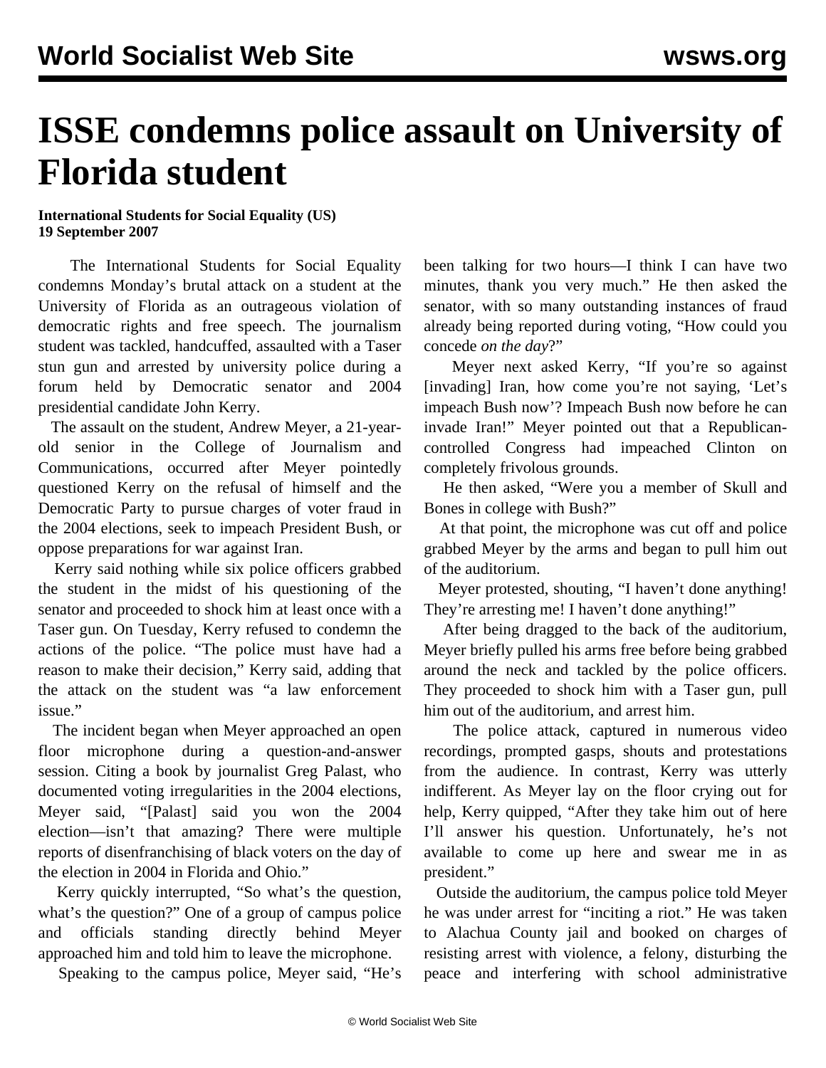# ISSE condemns police assault on University of Florida student

**International Students for Social Equality (US)**
**19 September 2007**

The International Students for Social Equality condemns Monday's brutal attack on a student at the University of Florida as an outrageous violation of democratic rights and free speech. The journalism student was tackled, handcuffed, assaulted with a Taser stun gun and arrested by university police during a forum held by Democratic senator and 2004 presidential candidate John Kerry.

The assault on the student, Andrew Meyer, a 21-year-old senior in the College of Journalism and Communications, occurred after Meyer pointedly questioned Kerry on the refusal of himself and the Democratic Party to pursue charges of voter fraud in the 2004 elections, seek to impeach President Bush, or oppose preparations for war against Iran.

Kerry said nothing while six police officers grabbed the student in the midst of his questioning of the senator and proceeded to shock him at least once with a Taser gun. On Tuesday, Kerry refused to condemn the actions of the police. "The police must have had a reason to make their decision," Kerry said, adding that the attack on the student was "a law enforcement issue."

The incident began when Meyer approached an open floor microphone during a question-and-answer session. Citing a book by journalist Greg Palast, who documented voting irregularities in the 2004 elections, Meyer said, "[Palast] said you won the 2004 election—isn't that amazing? There were multiple reports of disenfranchising of black voters on the day of the election in 2004 in Florida and Ohio."

Kerry quickly interrupted, "So what's the question, what's the question?" One of a group of campus police and officials standing directly behind Meyer approached him and told him to leave the microphone.

Speaking to the campus police, Meyer said, "He's been talking for two hours—I think I can have two minutes, thank you very much." He then asked the senator, with so many outstanding instances of fraud already being reported during voting, "How could you concede *on the day*?"

Meyer next asked Kerry, "If you're so against [invading] Iran, how come you're not saying, 'Let's impeach Bush now'? Impeach Bush now before he can invade Iran!" Meyer pointed out that a Republican-controlled Congress had impeached Clinton on completely frivolous grounds.

He then asked, "Were you a member of Skull and Bones in college with Bush?"

At that point, the microphone was cut off and police grabbed Meyer by the arms and began to pull him out of the auditorium.

Meyer protested, shouting, "I haven't done anything! They're arresting me! I haven't done anything!"

After being dragged to the back of the auditorium, Meyer briefly pulled his arms free before being grabbed around the neck and tackled by the police officers. They proceeded to shock him with a Taser gun, pull him out of the auditorium, and arrest him.

The police attack, captured in numerous video recordings, prompted gasps, shouts and protestations from the audience. In contrast, Kerry was utterly indifferent. As Meyer lay on the floor crying out for help, Kerry quipped, "After they take him out of here I'll answer his question. Unfortunately, he's not available to come up here and swear me in as president."

Outside the auditorium, the campus police told Meyer he was under arrest for "inciting a riot." He was taken to Alachua County jail and booked on charges of resisting arrest with violence, a felony, disturbing the peace and interfering with school administrative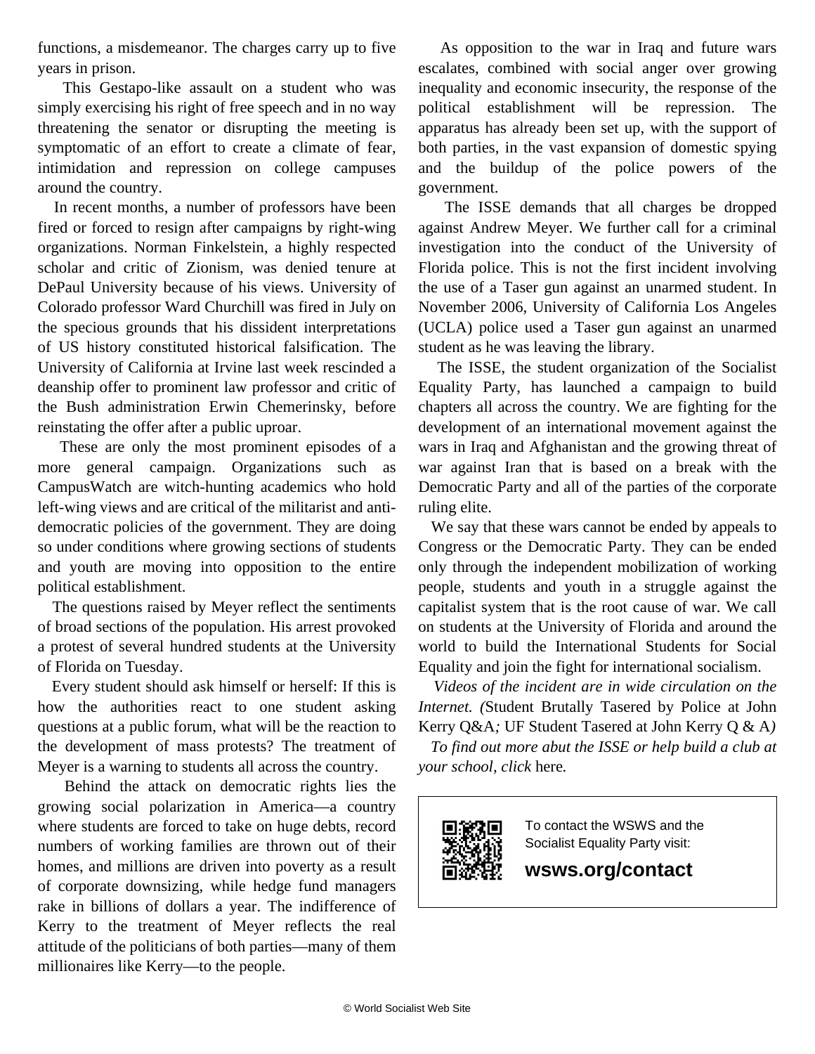functions, a misdemeanor. The charges carry up to five years in prison.

This Gestapo-like assault on a student who was simply exercising his right of free speech and in no way threatening the senator or disrupting the meeting is symptomatic of an effort to create a climate of fear, intimidation and repression on college campuses around the country.

In recent months, a number of professors have been fired or forced to resign after campaigns by right-wing organizations. Norman Finkelstein, a highly respected scholar and critic of Zionism, was denied tenure at DePaul University because of his views. University of Colorado professor Ward Churchill was fired in July on the specious grounds that his dissident interpretations of US history constituted historical falsification. The University of California at Irvine last week rescinded a deanship offer to prominent law professor and critic of the Bush administration Erwin Chemerinsky, before reinstating the offer after a public uproar.

These are only the most prominent episodes of a more general campaign. Organizations such as CampusWatch are witch-hunting academics who hold left-wing views and are critical of the militarist and anti-democratic policies of the government. They are doing so under conditions where growing sections of students and youth are moving into opposition to the entire political establishment.

The questions raised by Meyer reflect the sentiments of broad sections of the population. His arrest provoked a protest of several hundred students at the University of Florida on Tuesday.

Every student should ask himself or herself: If this is how the authorities react to one student asking questions at a public forum, what will be the reaction to the development of mass protests? The treatment of Meyer is a warning to students all across the country.

Behind the attack on democratic rights lies the growing social polarization in America—a country where students are forced to take on huge debts, record numbers of working families are thrown out of their homes, and millions are driven into poverty as a result of corporate downsizing, while hedge fund managers rake in billions of dollars a year. The indifference of Kerry to the treatment of Meyer reflects the real attitude of the politicians of both parties—many of them millionaires like Kerry—to the people.

As opposition to the war in Iraq and future wars escalates, combined with social anger over growing inequality and economic insecurity, the response of the political establishment will be repression. The apparatus has already been set up, with the support of both parties, in the vast expansion of domestic spying and the buildup of the police powers of the government.

The ISSE demands that all charges be dropped against Andrew Meyer. We further call for a criminal investigation into the conduct of the University of Florida police. This is not the first incident involving the use of a Taser gun against an unarmed student. In November 2006, University of California Los Angeles (UCLA) police used a Taser gun against an unarmed student as he was leaving the library.

The ISSE, the student organization of the Socialist Equality Party, has launched a campaign to build chapters all across the country. We are fighting for the development of an international movement against the wars in Iraq and Afghanistan and the growing threat of war against Iran that is based on a break with the Democratic Party and all of the parties of the corporate ruling elite.

We say that these wars cannot be ended by appeals to Congress or the Democratic Party. They can be ended only through the independent mobilization of working people, students and youth in a struggle against the capitalist system that is the root cause of war. We call on students at the University of Florida and around the world to build the International Students for Social Equality and join the fight for international socialism.

*Videos of the incident are in wide circulation on the Internet. (*Student Brutally Tasered by Police at John Kerry Q&A*;* UF Student Tasered at John Kerry Q & A*)*

*To find out more abut the ISSE or help build a club at your school, click* here*.*

To contact the WSWS and the Socialist Equality Party visit:

**wsws.org/contact**